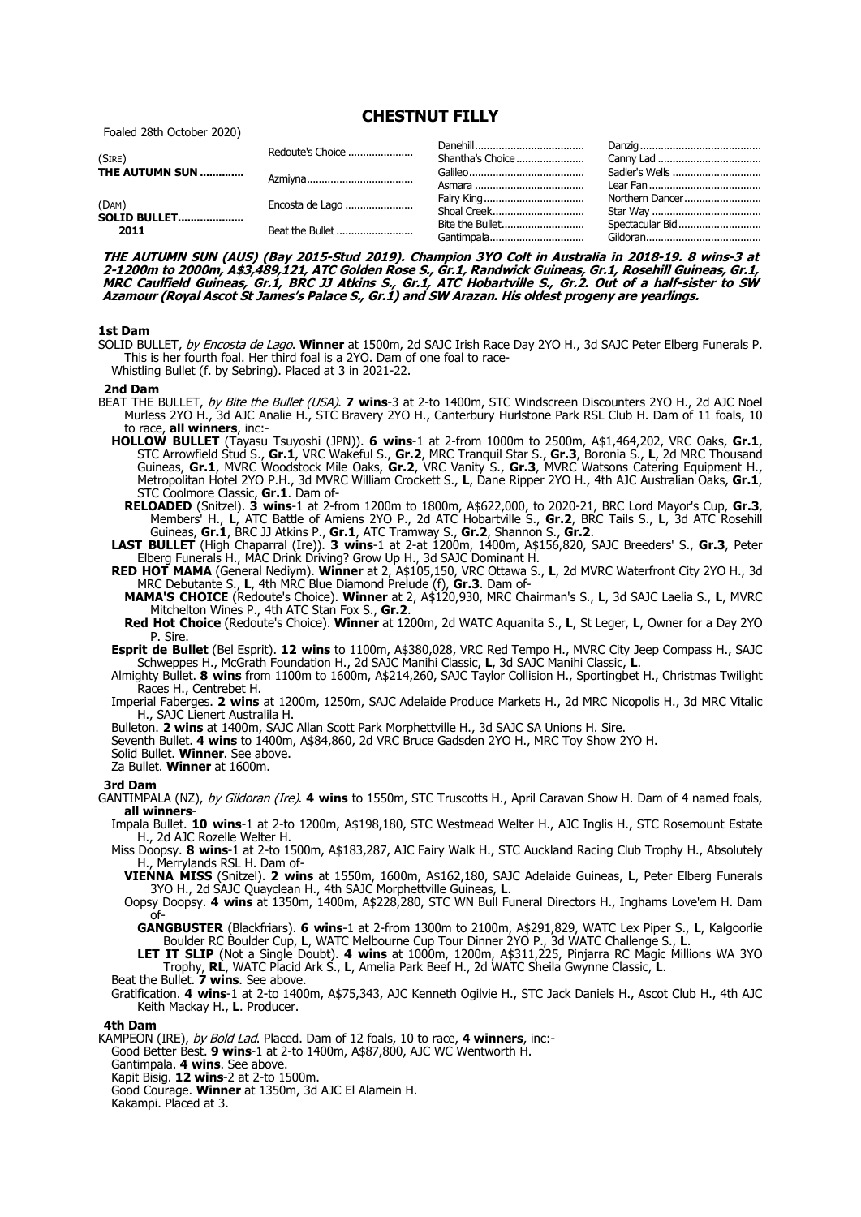# CHESTNUT FILLY

Foaled 28th October 2020)

| | | | |
|---|---|---|---|
| (SIRE) **THE AUTUMN SUN** | Redoute's Choice | Danehill | Danzig |
| | | Shantha's Choice | Canny Lad |
| | Azmiyna | Galileo | Sadler's Wells |
| | | Asmara | Lear Fan |
| (DAM) **SOLID BULLET** 2011 | Encosta de Lago | Fairy King | Northern Dancer |
| | | Shoal Creek | Star Way |
| | Beat the Bullet | Bite the Bullet | Spectacular Bid |
| | | Gantimpala | Gildoran |

***THE AUTUMN SUN (AUS) (Bay 2015-Stud 2019). Champion 3YO Colt in Australia in 2018-19. 8 wins-3 at 2-1200m to 2000m, A$3,489,121, ATC Golden Rose S., Gr.1, Randwick Guineas, Gr.1, Rosehill Guineas, Gr.1, MRC Caulfield Guineas, Gr.1, BRC JJ Atkins S., Gr.1, ATC Hobartville S., Gr.2. Out of a half-sister to SW Azamour (Royal Ascot St James's Palace S., Gr.1) and SW Arazan. His oldest progeny are yearlings.***

### 1st Dam

SOLID BULLET, *by Encosta de Lago*. **Winner** at 1500m, 2d SAJC Irish Race Day 2YO H., 3d SAJC Peter Elberg Funerals P. This is her fourth foal. Her third foal is a 2YO. Dam of one foal to race-

Whistling Bullet (f. by Sebring). Placed at 3 in 2021-22.

### 2nd Dam

BEAT THE BULLET, *by Bite the Bullet (USA)*. **7 wins**-3 at 2-to 1400m, STC Windscreen Discounters 2YO H., 2d AJC Noel Murless 2YO H., 3d AJC Analie H., STC Bravery 2YO H., Canterbury Hurlstone Park RSL Club H. Dam of 11 foals, 10 to race, **all winners**, inc:-

**HOLLOW BULLET** (Tayasu Tsuyoshi (JPN)). **6 wins**-1 at 2-from 1000m to 2500m, A$1,464,202, VRC Oaks, **Gr.1**, STC Arrowfield Stud S., **Gr.1**, VRC Wakeful S., **Gr.2**, MRC Tranquil Star S., **Gr.3**, Boronia S., **L**, 2d MRC Thousand Guineas, **Gr.1**, MVRC Woodstock Mile Oaks, **Gr.2**, VRC Vanity S., **Gr.3**, MVRC Watsons Catering Equipment H., Metropolitan Hotel 2YO P.H., 3d MVRC William Crockett S., **L**, Dane Ripper 2YO H., 4th AJC Australian Oaks, **Gr.1**, STC Coolmore Classic, **Gr.1**. Dam of-

**RELOADED** (Snitzel). **3 wins**-1 at 2-from 1200m to 1800m, A$622,000, to 2020-21, BRC Lord Mayor's Cup, **Gr.3**, Members' H., **L**, ATC Battle of Amiens 2YO P., 2d ATC Hobartville S., **Gr.2**, BRC Tails S., **L**, 3d ATC Rosehill Guineas, **Gr.1**, BRC JJ Atkins P., **Gr.1**, ATC Tramway S., **Gr.2**, Shannon S., **Gr.2**.

**LAST BULLET** (High Chaparral (Ire)). **3 wins**-1 at 2-at 1200m, 1400m, A$156,820, SAJC Breeders' S., **Gr.3**, Peter Elberg Funerals H., MAC Drink Driving? Grow Up H., 3d SAJC Dominant H.

**RED HOT MAMA** (General Nediym). **Winner** at 2, A$105,150, VRC Ottawa S., **L**, 2d MVRC Waterfront City 2YO H., 3d MRC Debutante S., **L**, 4th MRC Blue Diamond Prelude (f), **Gr.3**. Dam of-

**MAMA'S CHOICE** (Redoute's Choice). **Winner** at 2, A$120,930, MRC Chairman's S., **L**, 3d SAJC Laelia S., **L**, MVRC Mitchelton Wines P., 4th ATC Stan Fox S., **Gr.2**.

**Red Hot Choice** (Redoute's Choice). **Winner** at 1200m, 2d WATC Aquanita S., **L**, St Leger, **L**, Owner for a Day 2YO P. Sire.

**Esprit de Bullet** (Bel Esprit). **12 wins** to 1100m, A$380,028, VRC Red Tempo H., MVRC City Jeep Compass H., SAJC Schweppes H., McGrath Foundation H., 2d SAJC Manihi Classic, **L**, 3d SAJC Manihi Classic, **L**.

Almighty Bullet. **8 wins** from 1100m to 1600m, A$214,260, SAJC Taylor Collision H., Sportingbet H., Christmas Twilight Races H., Centrebet H.

Imperial Faberges. **2 wins** at 1200m, 1250m, SAJC Adelaide Produce Markets H., 2d MRC Nicopolis H., 3d MRC Vitalic H., SAJC Lienert Australila H.

Bulleton. **2 wins** at 1400m, SAJC Allan Scott Park Morphettville H., 3d SAJC SA Unions H. Sire.

Seventh Bullet. **4 wins** to 1400m, A$84,860, 2d VRC Bruce Gadsden 2YO H., MRC Toy Show 2YO H.

Solid Bullet. **Winner**. See above.

Za Bullet. **Winner** at 1600m.

### 3rd Dam

GANTIMPALA (NZ), *by Gildoran (Ire)*. **4 wins** to 1550m, STC Truscotts H., April Caravan Show H. Dam of 4 named foals, **all winners**-

Impala Bullet. **10 wins**-1 at 2-to 1200m, A$198,180, STC Westmead Welter H., AJC Inglis H., STC Rosemount Estate H., 2d AJC Rozelle Welter H.

Miss Doopsy. **8 wins**-1 at 2-to 1500m, A$183,287, AJC Fairy Walk H., STC Auckland Racing Club Trophy H., Absolutely H., Merrylands RSL H. Dam of-

**VIENNA MISS** (Snitzel). **2 wins** at 1550m, 1600m, A$162,180, SAJC Adelaide Guineas, **L**, Peter Elberg Funerals 3YO H., 2d SAJC Quayclean H., 4th SAJC Morphettville Guineas, **L**.

Oopsy Doopsy. **4 wins** at 1350m, 1400m, A$228,280, STC WN Bull Funeral Directors H., Inghams Love'em H. Dam of-

**GANGBUSTER** (Blackfriars). **6 wins**-1 at 2-from 1300m to 2100m, A$291,829, WATC Lex Piper S., **L**, Kalgoorlie Boulder RC Boulder Cup, **L**, WATC Melbourne Cup Tour Dinner 2YO P., 3d WATC Challenge S., **L**.

**LET IT SLIP** (Not a Single Doubt). **4 wins** at 1000m, 1200m, A$311,225, Pinjarra RC Magic Millions WA 3YO Trophy, **RL**, WATC Placid Ark S., **L**, Amelia Park Beef H., 2d WATC Sheila Gwynne Classic, **L**.

Beat the Bullet. **7 wins**. See above.

Gratification. **4 wins**-1 at 2-to 1400m, A$75,343, AJC Kenneth Ogilvie H., STC Jack Daniels H., Ascot Club H., 4th AJC Keith Mackay H., **L**. Producer.

### 4th Dam

KAMPEON (IRE), *by Bold Lad*. Placed. Dam of 12 foals, 10 to race, **4 winners**, inc:-

Good Better Best. **9 wins**-1 at 2-to 1400m, A$87,800, AJC WC Wentworth H.

Gantimpala. **4 wins**. See above.

Kapit Bisig. **12 wins**-2 at 2-to 1500m.

Good Courage. **Winner** at 1350m, 3d AJC El Alamein H.

Kakampi. Placed at 3.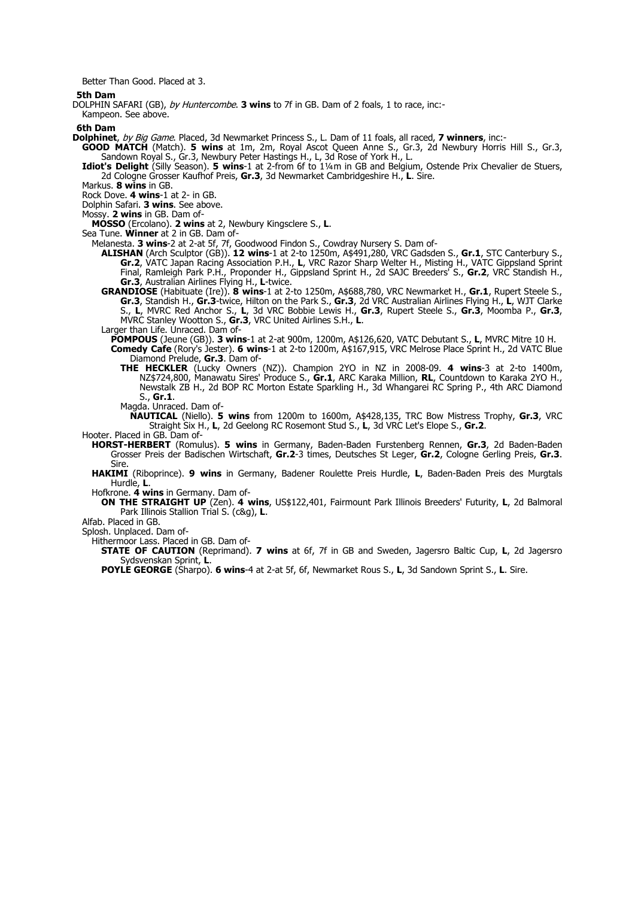Better Than Good. Placed at 3.

**5th Dam**

DOLPHIN SAFARI (GB), *by Huntercombe*. **3 wins** to 7f in GB. Dam of 2 foals, 1 to race, inc:-

Kampeon. See above.

**6th Dam**

**Dolphinet**, *by Big Game*. Placed, 3d Newmarket Princess S., L. Dam of 11 foals, all raced, **7 winners**, inc:-

**GOOD MATCH** (Match). **5 wins** at 1m, 2m, Royal Ascot Queen Anne S., Gr.3, 2d Newbury Horris Hill S., Gr.3, Sandown Royal S., Gr.3, Newbury Peter Hastings H., L, 3d Rose of York H., L.

**Idiot's Delight** (Silly Season). **5 wins**-1 at 2-from 6f to 1¼m in GB and Belgium, Ostende Prix Chevalier de Stuers, 2d Cologne Grosser Kaufhof Preis, **Gr.3**, 3d Newmarket Cambridgeshire H., **L**. Sire.

Markus. **8 wins** in GB.

Rock Dove. **4 wins**-1 at 2- in GB.

Dolphin Safari. **3 wins**. See above.

Mossy. **2 wins** in GB. Dam of-

**MOSSO** (Ercolano). **2 wins** at 2, Newbury Kingsclere S., **L**.

Sea Tune. **Winner** at 2 in GB. Dam of-

Melanesta. **3 wins**-2 at 2-at 5f, 7f, Goodwood Findon S., Cowdray Nursery S. Dam of-

**ALISHAN** (Arch Sculptor (GB)). **12 wins**-1 at 2-to 1250m, A$491,280, VRC Gadsden S., **Gr.1**, STC Canterbury S., **Gr.2**, VATC Japan Racing Association P.H., **L**, VRC Razor Sharp Welter H., Misting H., VATC Gippsland Sprint Final, Ramleigh Park P.H., Proponder H., Gippsland Sprint H., 2d SAJC Breeders' S., **Gr.2**, VRC Standish H., **Gr.3**, Australian Airlines Flying H., **L**-twice.

**GRANDIOSE** (Habituate (Ire)). **8 wins**-1 at 2-to 1250m, A$688,780, VRC Newmarket H., **Gr.1**, Rupert Steele S., **Gr.3**, Standish H., **Gr.3**-twice, Hilton on the Park S., **Gr.3**, 2d VRC Australian Airlines Flying H., **L**, WJT Clarke S., **L**, MVRC Red Anchor S., **L**, 3d VRC Bobbie Lewis H., **Gr.3**, Rupert Steele S., **Gr.3**, Moomba P., **Gr.3**, MVRC Stanley Wootton S., **Gr.3**, VRC United Airlines S.H., **L**.

Larger than Life. Unraced. Dam of-

**POMPOUS** (Jeune (GB)). **3 wins**-1 at 2-at 900m, 1200m, A$126,620, VATC Debutant S., **L**, MVRC Mitre 10 H.

**Comedy Cafe** (Rory's Jester). **6 wins**-1 at 2-to 1200m, A$167,915, VRC Melrose Place Sprint H., 2d VATC Blue Diamond Prelude, **Gr.3**. Dam of-

**THE HECKLER** (Lucky Owners (NZ)). Champion 2YO in NZ in 2008-09. **4 wins**-3 at 2-to 1400m, NZ$724,800, Manawatu Sires' Produce S., **Gr.1**, ARC Karaka Million, **RL**, Countdown to Karaka 2YO H., Newstalk ZB H., 2d BOP RC Morton Estate Sparkling H., 3d Whangarei RC Spring P., 4th ARC Diamond S., **Gr.1**.

Magda. Unraced. Dam of-

**NAUTICAL** (Niello). **5 wins** from 1200m to 1600m, A$428,135, TRC Bow Mistress Trophy, **Gr.3**, VRC Straight Six H., **L**, 2d Geelong RC Rosemont Stud S., **L**, 3d VRC Let's Elope S., **Gr.2**.

Hooter. Placed in GB. Dam of-

**HORST-HERBERT** (Romulus). **5 wins** in Germany, Baden-Baden Furstenberg Rennen, **Gr.3**, 2d Baden-Baden Grosser Preis der Badischen Wirtschaft, **Gr.2**-3 times, Deutsches St Leger, **Gr.2**, Cologne Gerling Preis, **Gr.3**. Sire.

**HAKIMI** (Riboprince). **9 wins** in Germany, Badener Roulette Preis Hurdle, **L**, Baden-Baden Preis des Murgtals Hurdle, **L**.

Hofkrone. **4 wins** in Germany. Dam of-

**ON THE STRAIGHT UP** (Zen). **4 wins**, US$122,401, Fairmount Park Illinois Breeders' Futurity, **L**, 2d Balmoral Park Illinois Stallion Trial S. (c&g), **L**.

Alfab. Placed in GB.

Splosh. Unplaced. Dam of-

Hithermoor Lass. Placed in GB. Dam of-

**STATE OF CAUTION** (Reprimand). **7 wins** at 6f, 7f in GB and Sweden, Jagersro Baltic Cup, **L**, 2d Jagersro Sydsvenskan Sprint, **L**.

**POYLE GEORGE** (Sharpo). **6 wins**-4 at 2-at 5f, 6f, Newmarket Rous S., **L**, 3d Sandown Sprint S., **L**. Sire.